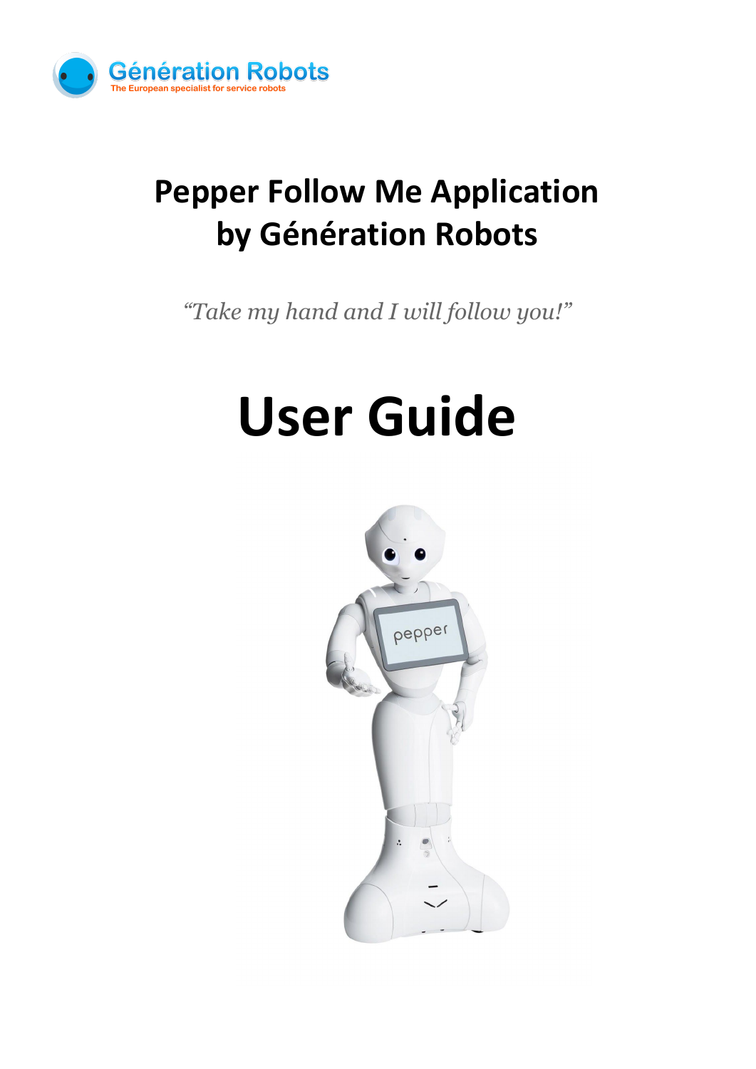Génération Robots

The European specialist for service robots

# Pepper Follow Me Application by Génération Robots

*"Take my hand and I will follow you!"*

# User Guide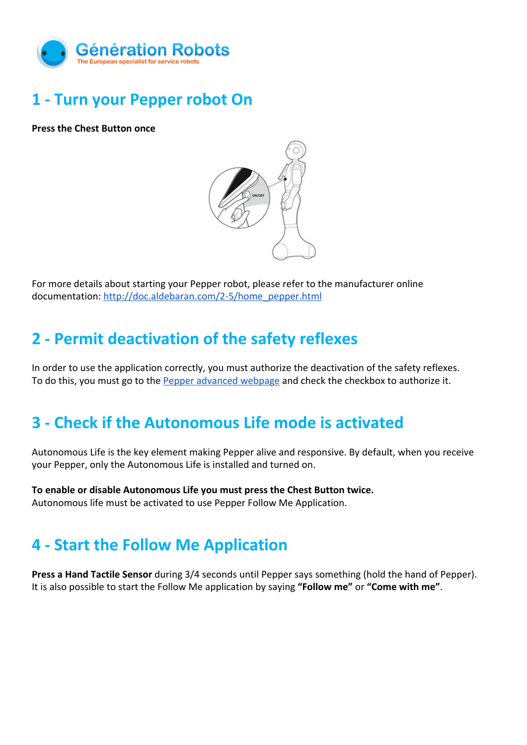Génération Robots
The European specialist for service robots

## 1 - Turn your Pepper robot On

**Press the Chest Button once**

For more details about starting your Pepper robot, please refer to the manufacturer online documentation: [http://doc.aldebaran.com/2-5/home_pepper.html](http://doc.aldebaran.com/2-5/home_pepper.html)

## 2 - Permit deactivation of the safety reflexes

In order to use the application correctly, you must authorize the deactivation of the safety reflexes. To do this, you must go to the Pepper advanced webpage and check the checkbox to authorize it.

## 3 - Check if the Autonomous Life mode is activated

Autonomous Life is the key element making Pepper alive and responsive. By default, when you receive your Pepper, only the Autonomous Life is installed and turned on.

**To enable or disable Autonomous Life you must press the Chest Button twice.**
Autonomous life must be activated to use Pepper Follow Me Application.

## 4 - Start the Follow Me Application

**Press a Hand Tactile Sensor** during 3/4 seconds until Pepper says something (hold the hand of Pepper). It is also possible to start the Follow Me application by saying **"Follow me"** or **"Come with me"**.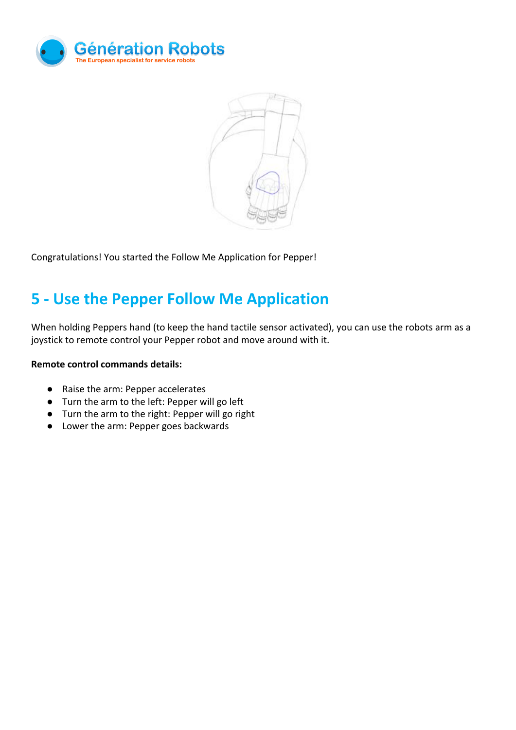Congratulations! You started the Follow Me Application for Pepper!

## 5 - Use the Pepper Follow Me Application

When holding Peppers hand (to keep the hand tactile sensor activated), you can use the robots arm as a joystick to remote control your Pepper robot and move around with it.

**Remote control commands details:**

- Raise the arm: Pepper accelerates
- Turn the arm to the left: Pepper will go left
- Turn the arm to the right: Pepper will go right
- Lower the arm: Pepper goes backwards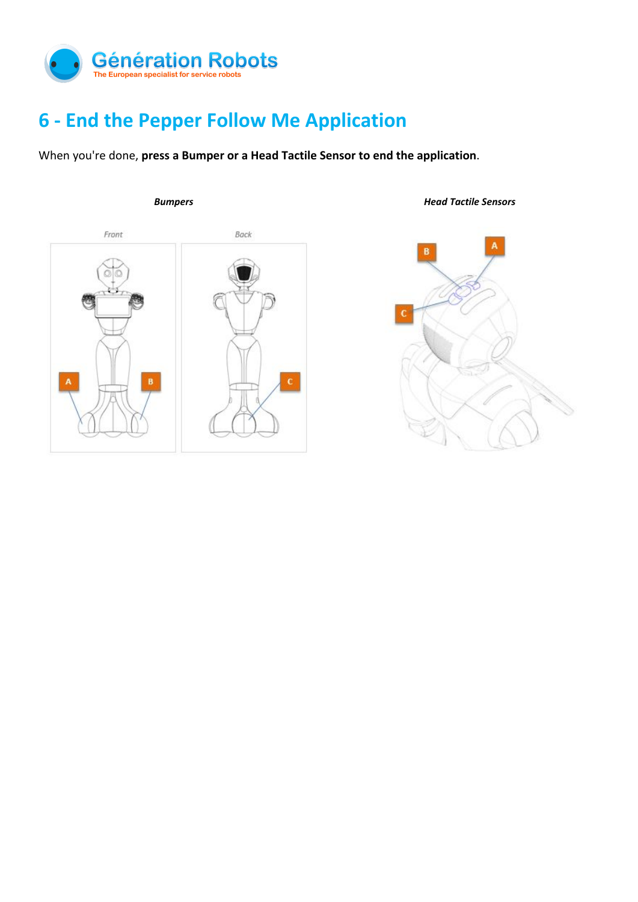# 6 - End the Pepper Follow Me Application

When you're done, **press a Bumper or a Head Tactile Sensor to end the application**.

***Bumpers***

***Head Tactile Sensors***